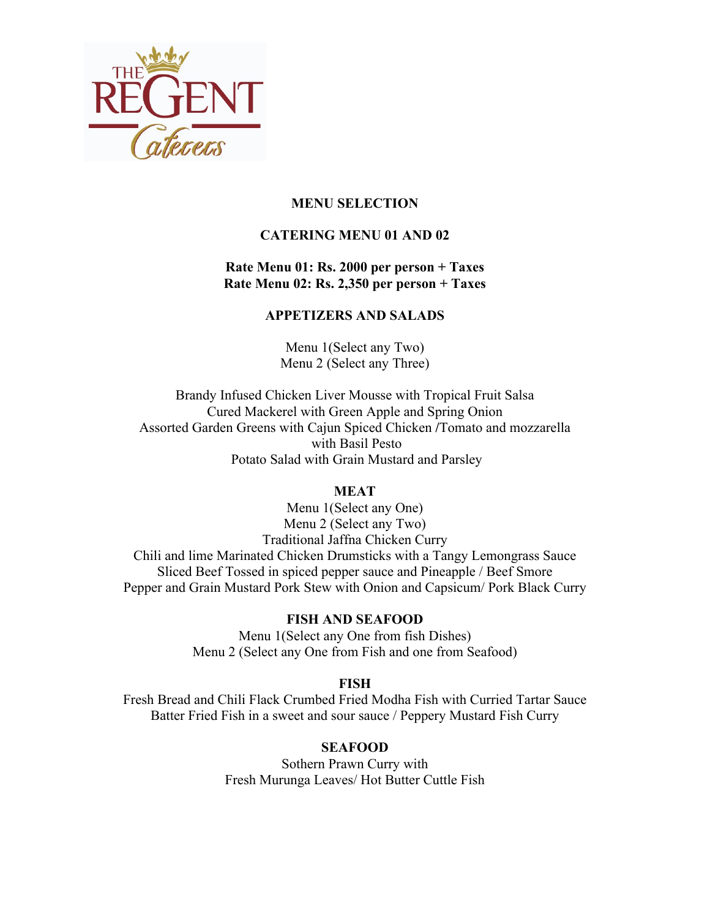THE REGENT Caterers

## MENU SELECTION

## CATERING MENU 01 AND 02

**Rate Menu 01: Rs. 2000 per person + Taxes**
**Rate Menu 02: Rs. 2,350 per person + Taxes**

### APPETIZERS AND SALADS

Menu 1(Select any Two)
Menu 2 (Select any Three)

Brandy Infused Chicken Liver Mousse with Tropical Fruit Salsa
Cured Mackerel with Green Apple and Spring Onion
Assorted Garden Greens with Cajun Spiced Chicken /Tomato and mozzarella with Basil Pesto
Potato Salad with Grain Mustard and Parsley

### MEAT

Menu 1(Select any One)
Menu 2 (Select any Two)
Traditional Jaffna Chicken Curry
Chili and lime Marinated Chicken Drumsticks with a Tangy Lemongrass Sauce
Sliced Beef Tossed in spiced pepper sauce and Pineapple / Beef Smore
Pepper and Grain Mustard Pork Stew with Onion and Capsicum/ Pork Black Curry

### FISH AND SEAFOOD

Menu 1(Select any One from fish Dishes)
Menu 2 (Select any One from Fish and one from Seafood)

### FISH

Fresh Bread and Chili Flack Crumbed Fried Modha Fish with Curried Tartar Sauce
Batter Fried Fish in a sweet and sour sauce / Peppery Mustard Fish Curry

### SEAFOOD

Sothern Prawn Curry with
Fresh Murunga Leaves/ Hot Butter Cuttle Fish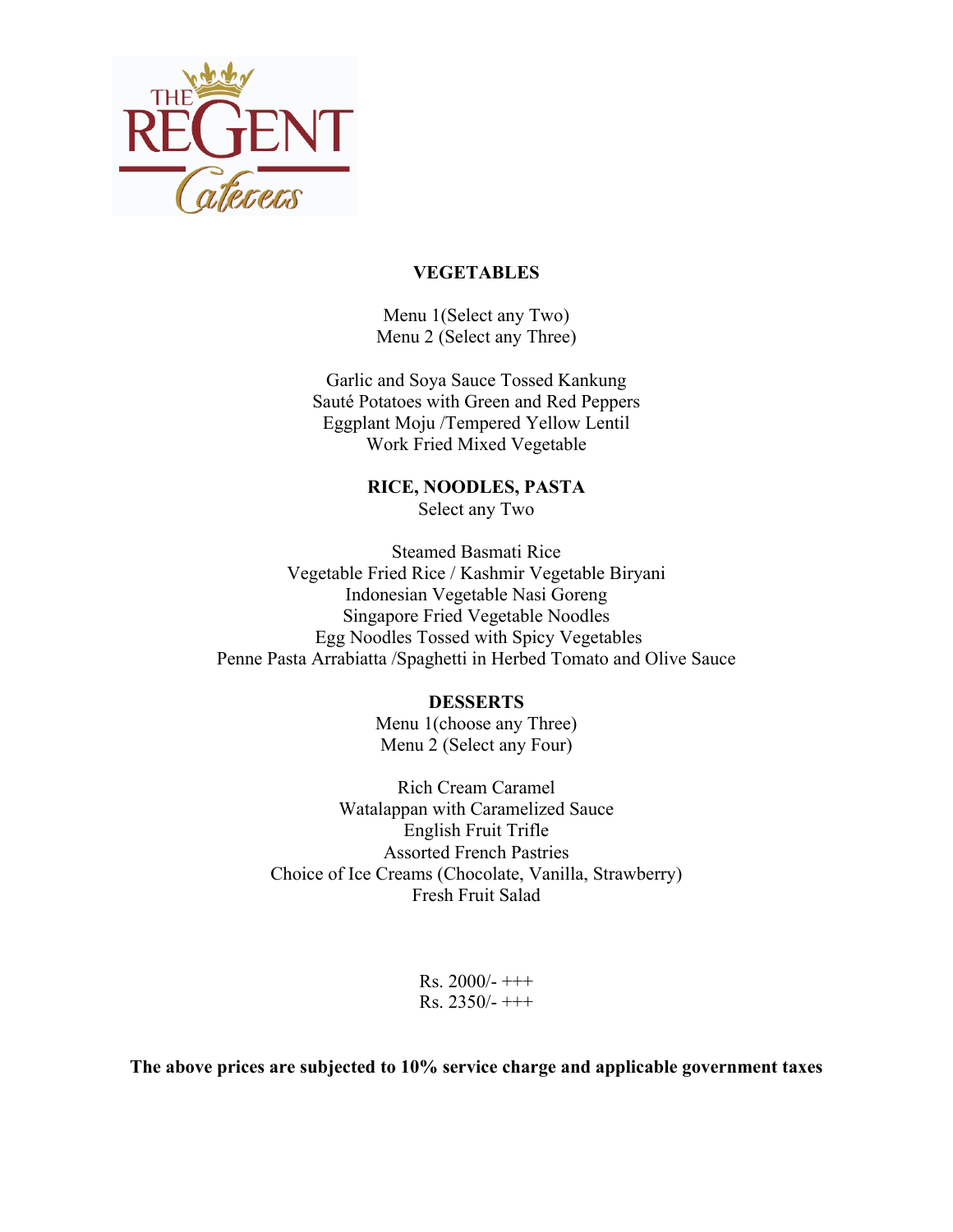THE REGENT Caterers

## VEGETABLES

Menu 1(Select any Two)
Menu 2 (Select any Three)

Garlic and Soya Sauce Tossed Kankung
Sauté Potatoes with Green and Red Peppers
Eggplant Moju /Tempered Yellow Lentil
Work Fried Mixed Vegetable

## RICE, NOODLES, PASTA

Select any Two

Steamed Basmati Rice
Vegetable Fried Rice / Kashmir Vegetable Biryani
Indonesian Vegetable Nasi Goreng
Singapore Fried Vegetable Noodles
Egg Noodles Tossed with Spicy Vegetables
Penne Pasta Arrabiatta /Spaghetti in Herbed Tomato and Olive Sauce

## DESSERTS

Menu 1(choose any Three)
Menu 2 (Select any Four)

Rich Cream Caramel
Watalappan with Caramelized Sauce
English Fruit Trifle
Assorted French Pastries
Choice of Ice Creams (Chocolate, Vanilla, Strawberry)
Fresh Fruit Salad

Rs. 2000/- +++
Rs. 2350/- +++

**The above prices are subjected to 10% service charge and applicable government taxes**